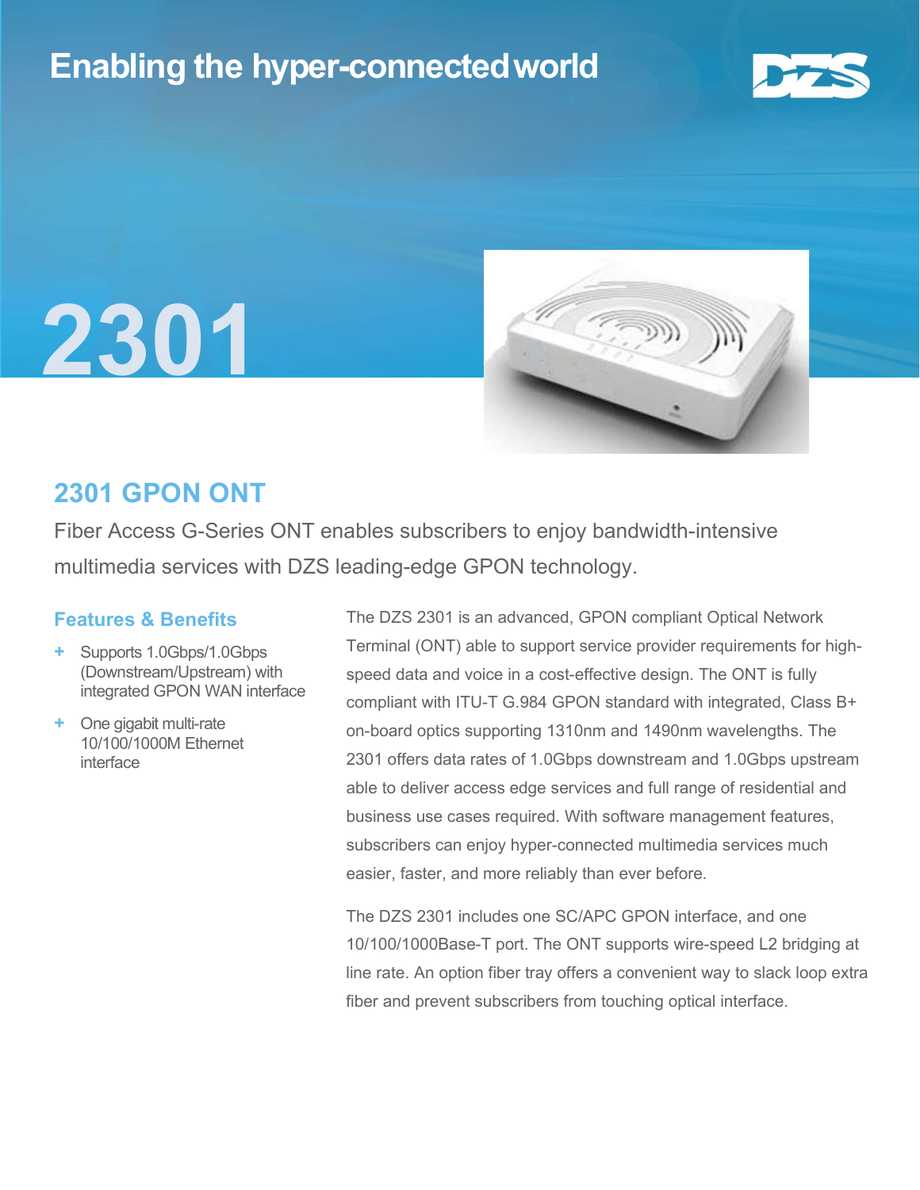Enabling the hyper-connected world

DZS

# 2301

## 2301 GPON ONT

Fiber Access G-Series ONT enables subscribers to enjoy bandwidth-intensive multimedia services with DZS leading-edge GPON technology.

### Features & Benefits

- Supports 1.0Gbps/1.0Gbps (Downstream/Upstream) with integrated GPON WAN interface
- One gigabit multi-rate 10/100/1000M Ethernet interface

The DZS 2301 is an advanced, GPON compliant Optical Network Terminal (ONT) able to support service provider requirements for high-speed data and voice in a cost-effective design. The ONT is fully compliant with ITU-T G.984 GPON standard with integrated, Class B+ on-board optics supporting 1310nm and 1490nm wavelengths. The 2301 offers data rates of 1.0Gbps downstream and 1.0Gbps upstream able to deliver access edge services and full range of residential and business use cases required. With software management features, subscribers can enjoy hyper-connected multimedia services much easier, faster, and more reliably than ever before.

The DZS 2301 includes one SC/APC GPON interface, and one 10/100/1000Base-T port. The ONT supports wire-speed L2 bridging at line rate. An option fiber tray offers a convenient way to slack loop extra fiber and prevent subscribers from touching optical interface.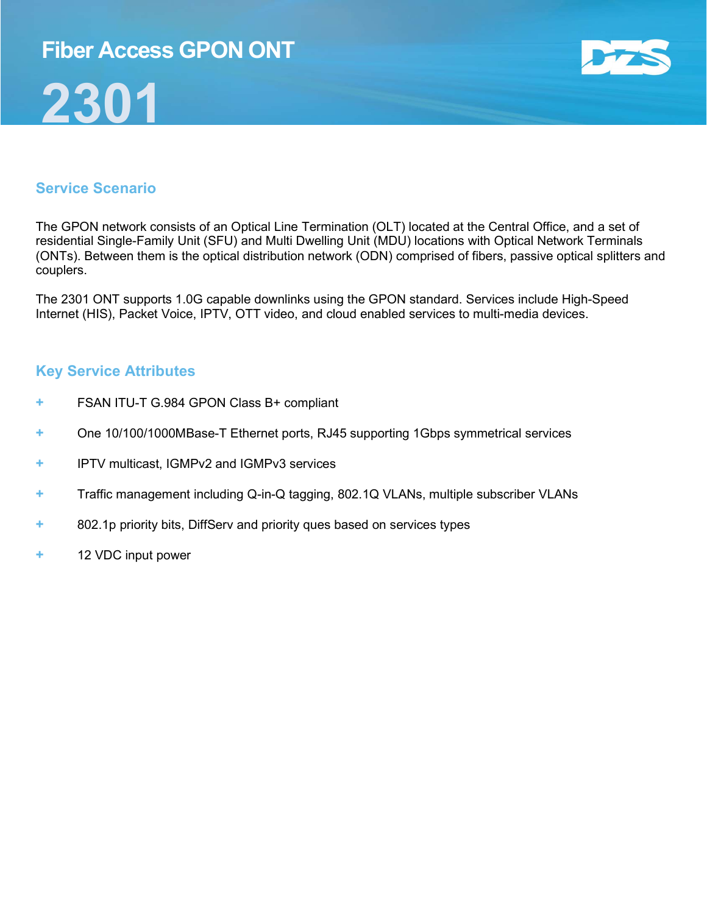# Fiber Access GPON ONT

# 2301

## Service Scenario

The GPON network consists of an Optical Line Termination (OLT) located at the Central Office, and a set of residential Single-Family Unit (SFU) and Multi Dwelling Unit (MDU) locations with Optical Network Terminals (ONTs). Between them is the optical distribution network (ODN) comprised of fibers, passive optical splitters and couplers.

The 2301 ONT supports 1.0G capable downlinks using the GPON standard. Services include High-Speed Internet (HIS), Packet Voice, IPTV, OTT video, and cloud enabled services to multi-media devices.

## Key Service Attributes

- FSAN ITU-T G.984 GPON Class B+ compliant
- One 10/100/1000MBase-T Ethernet ports, RJ45 supporting 1Gbps symmetrical services
- IPTV multicast, IGMPv2 and IGMPv3 services
- Traffic management including Q-in-Q tagging, 802.1Q VLANs, multiple subscriber VLANs
- 802.1p priority bits, DiffServ and priority ques based on services types
- 12 VDC input power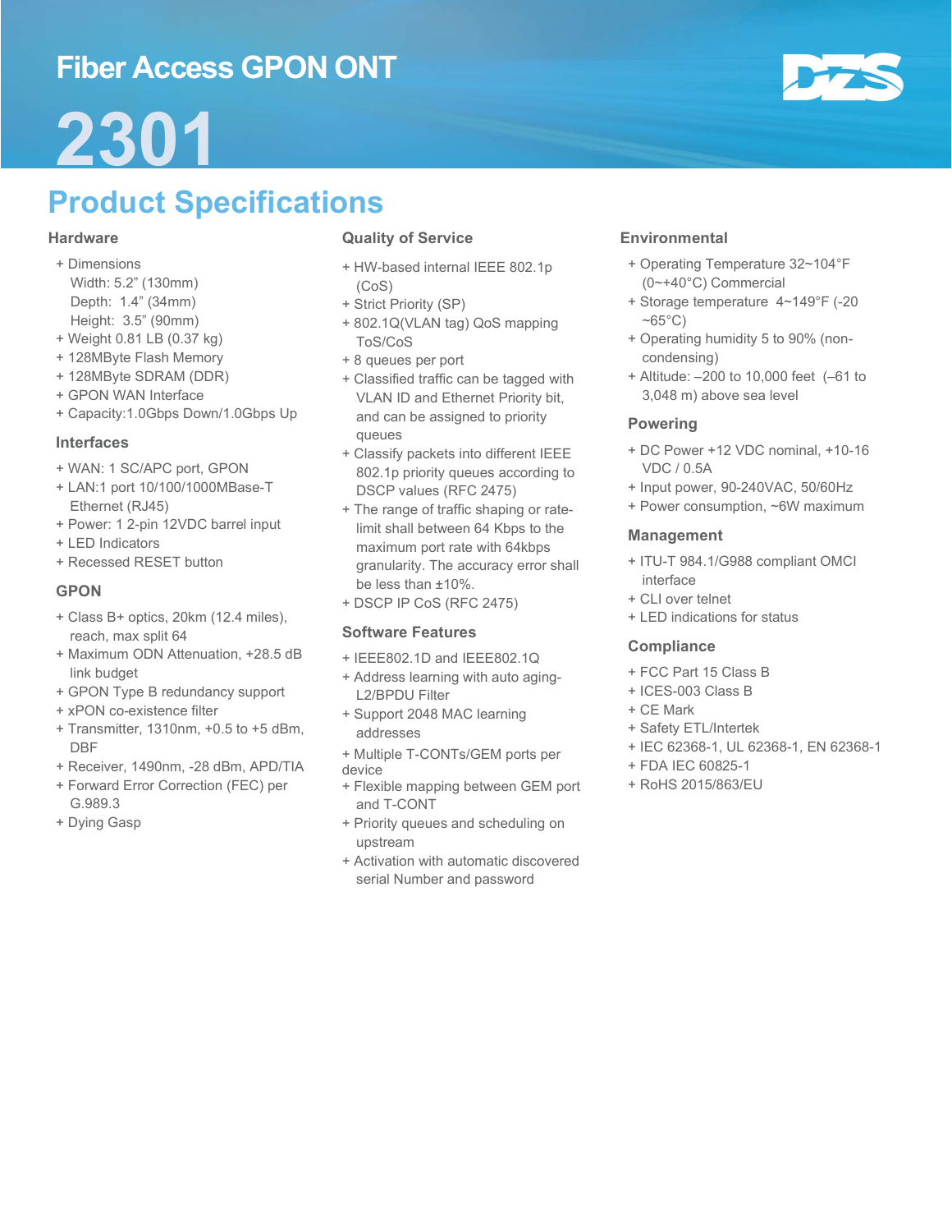# Fiber Access GPON ONT

# 2301

## Product Specifications

### Hardware

+ Dimensions
  Width: 5.2" (130mm)
  Depth: 1.4" (34mm)
  Height: 3.5" (90mm)
+ Weight 0.81 LB (0.37 kg)
+ 128MByte Flash Memory
+ 128MByte SDRAM (DDR)
+ GPON WAN Interface
+ Capacity:1.0Gbps Down/1.0Gbps Up

### Interfaces

+ WAN: 1 SC/APC port, GPON
+ LAN:1 port 10/100/1000MBase-T Ethernet (RJ45)
+ Power: 1 2-pin 12VDC barrel input
+ LED Indicators
+ Recessed RESET button

### GPON

+ Class B+ optics, 20km (12.4 miles), reach, max split 64
+ Maximum ODN Attenuation, +28.5 dB link budget
+ GPON Type B redundancy support
+ xPON co-existence filter
+ Transmitter, 1310nm, +0.5 to +5 dBm, DBF
+ Receiver, 1490nm, -28 dBm, APD/TIA
+ Forward Error Correction (FEC) per G.989.3
+ Dying Gasp

### Quality of Service

+ HW-based internal IEEE 802.1p (CoS)
+ Strict Priority (SP)
+ 802.1Q(VLAN tag) QoS mapping ToS/CoS
+ 8 queues per port
+ Classified traffic can be tagged with VLAN ID and Ethernet Priority bit, and can be assigned to priority queues
+ Classify packets into different IEEE 802.1p priority queues according to DSCP values (RFC 2475)
+ The range of traffic shaping or rate-limit shall between 64 Kbps to the maximum port rate with 64kbps granularity. The accuracy error shall be less than ±10%.
+ DSCP IP CoS (RFC 2475)

### Software Features

+ IEEE802.1D and IEEE802.1Q
+ Address learning with auto aging-L2/BPDU Filter
+ Support 2048 MAC learning addresses
+ Multiple T-CONTs/GEM ports per device
+ Flexible mapping between GEM port and T-CONT
+ Priority queues and scheduling on upstream
+ Activation with automatic discovered serial Number and password

### Environmental

+ Operating Temperature 32~104°F (0~+40°C) Commercial
+ Storage temperature 4~149°F (-20 ~65°C)
+ Operating humidity 5 to 90% (non-condensing)
+ Altitude: –200 to 10,000 feet (–61 to 3,048 m) above sea level

### Powering

+ DC Power +12 VDC nominal, +10-16 VDC / 0.5A
+ Input power, 90-240VAC, 50/60Hz
+ Power consumption, ~6W maximum

### Management

+ ITU-T 984.1/G988 compliant OMCI interface
+ CLI over telnet
+ LED indications for status

### Compliance

+ FCC Part 15 Class B
+ ICES-003 Class B
+ CE Mark
+ Safety ETL/Intertek
+ IEC 62368-1, UL 62368-1, EN 62368-1
+ FDA IEC 60825-1
+ RoHS 2015/863/EU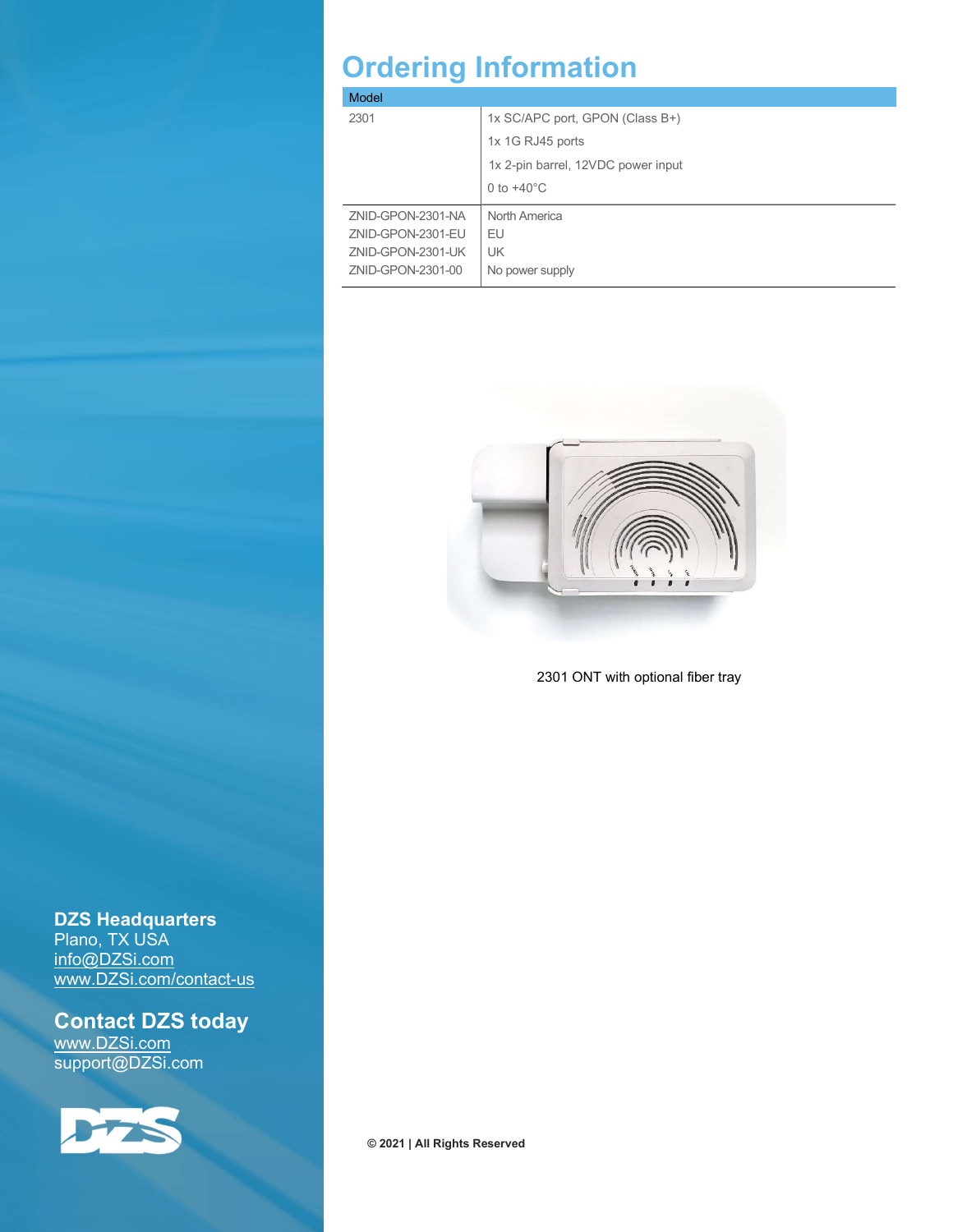## Ordering Information

| Model | |
|---|---|
| 2301 | 1x SC/APC port, GPON (Class B+)<br>1x 1G RJ45 ports<br>1x 2-pin barrel, 12VDC power input<br>0 to +40°C |
| ZNID-GPON-2301-NA<br>ZNID-GPON-2301-EU<br>ZNID-GPON-2301-UK<br>ZNID-GPON-2301-00 | North America<br>EU<br>UK<br>No power supply |

2301 ONT with optional fiber tray

**DZS Headquarters**
Plano, TX USA
info@DZSi.com
www.DZSi.com/contact-us

**Contact DZS today**
www.DZSi.com
support@DZSi.com

**© 2021 | All Rights Reserved**